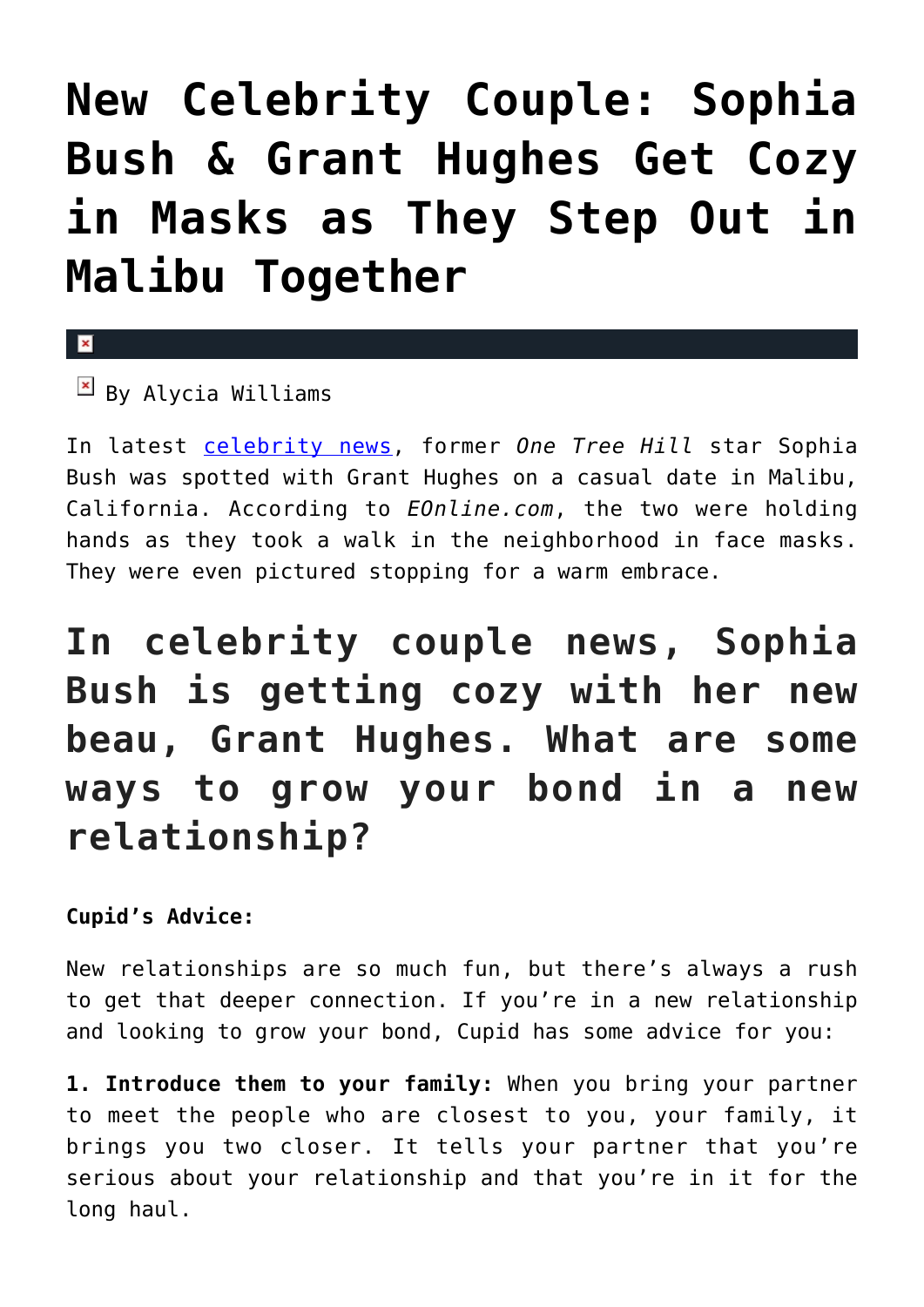# New Celebrity Couple: Sophia Bush & Grant Hughes Get Cozy in Masks as They Step Out in Malibu Together

By Alycia Williams

In latest celebrity news, former *One Tree Hill* star Sophia Bush was spotted with Grant Hughes on a casual date in Malibu, California. According to *EOnline.com*, the two were holding hands as they took a walk in the neighborhood in face masks. They were even pictured stopping for a warm embrace.

## In celebrity couple news, Sophia Bush is getting cozy with her new beau, Grant Hughes. What are some ways to grow your bond in a new relationship?

**Cupid's Advice:**

New relationships are so much fun, but there's always a rush to get that deeper connection. If you're in a new relationship and looking to grow your bond, Cupid has some advice for you:

**1. Introduce them to your family:** When you bring your partner to meet the people who are closest to you, your family, it brings you two closer. It tells your partner that you're serious about your relationship and that you're in it for the long haul.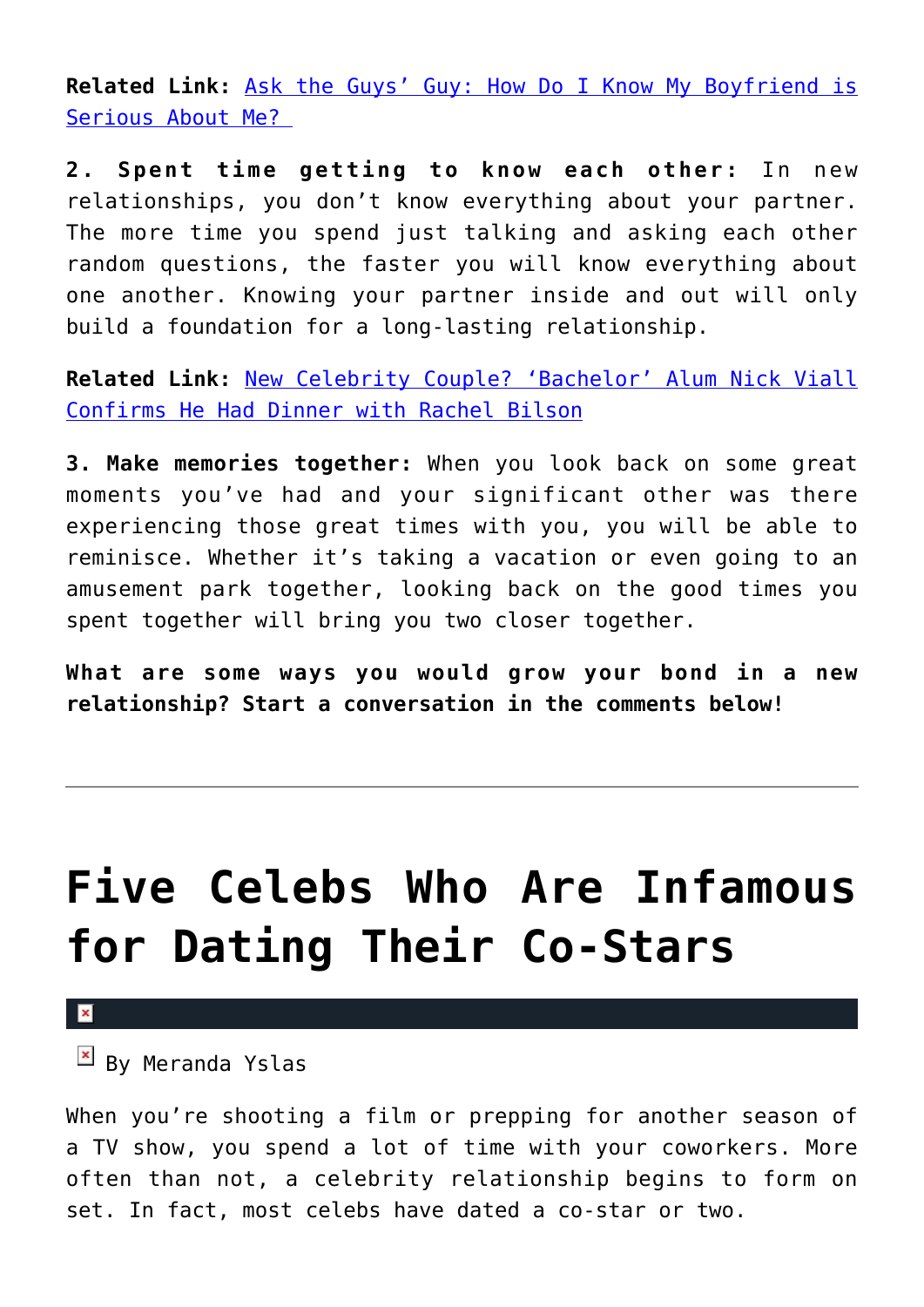**Related Link:** [Ask the Guys' Guy: How Do I Know My Boyfriend is Serious About Me?](#)

**2. Spent time getting to know each other:** In new relationships, you don't know everything about your partner. The more time you spend just talking and asking each other random questions, the faster you will know everything about one another. Knowing your partner inside and out will only build a foundation for a long-lasting relationship.

**Related Link:** [New Celebrity Couple? 'Bachelor' Alum Nick Viall Confirms He Had Dinner with Rachel Bilson](#)

**3. Make memories together:** When you look back on some great moments you've had and your significant other was there experiencing those great times with you, you will be able to reminisce. Whether it's taking a vacation or even going to an amusement park together, looking back on the good times you spent together will bring you two closer together.

**What are some ways you would grow your bond in a new relationship? Start a conversation in the comments below!**

---

# Five Celebs Who Are Infamous for Dating Their Co-Stars

By Meranda Yslas

When you're shooting a film or prepping for another season of a TV show, you spend a lot of time with your coworkers. More often than not, a celebrity relationship begins to form on set. In fact, most celebs have dated a co-star or two.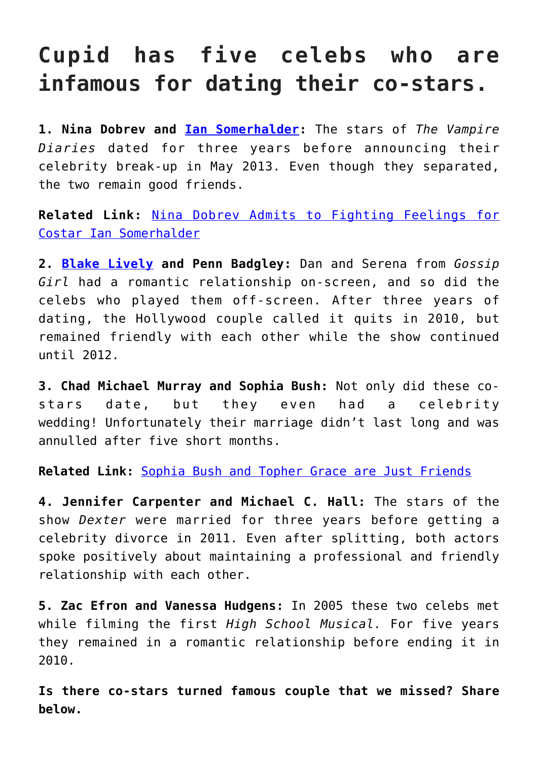# Cupid has five celebs who are infamous for dating their co-stars.

**1. Nina Dobrev and [Ian Somerhalder]:** The stars of *The Vampire Diaries* dated for three years before announcing their celebrity break-up in May 2013. Even though they separated, the two remain good friends.

**Related Link:** Nina Dobrev Admits to Fighting Feelings for Costar Ian Somerhalder

**2. [Blake Lively] and Penn Badgley:** Dan and Serena from *Gossip Girl* had a romantic relationship on-screen, and so did the celebs who played them off-screen. After three years of dating, the Hollywood couple called it quits in 2010, but remained friendly with each other while the show continued until 2012.

**3. Chad Michael Murray and Sophia Bush:** Not only did these co-stars date, but they even had a celebrity wedding! Unfortunately their marriage didn't last long and was annulled after five short months.

**Related Link:** Sophia Bush and Topher Grace are Just Friends

**4. Jennifer Carpenter and Michael C. Hall:** The stars of the show *Dexter* were married for three years before getting a celebrity divorce in 2011. Even after splitting, both actors spoke positively about maintaining a professional and friendly relationship with each other.

**5. Zac Efron and Vanessa Hudgens:** In 2005 these two celebs met while filming the first *High School Musical.* For five years they remained in a romantic relationship before ending it in 2010.

**Is there co-stars turned famous couple that we missed? Share below.**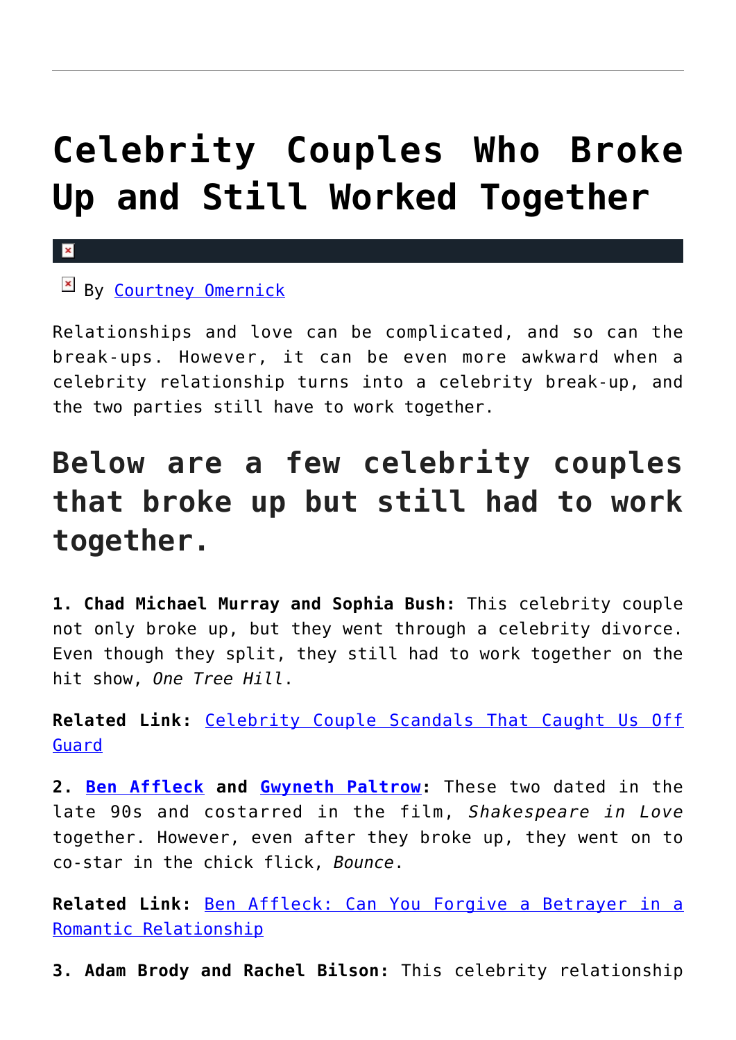# Celebrity Couples Who Broke Up and Still Worked Together

By Courtney Omernick

Relationships and love can be complicated, and so can the break-ups. However, it can be even more awkward when a celebrity relationship turns into a celebrity break-up, and the two parties still have to work together.

## Below are a few celebrity couples that broke up but still had to work together.

**1. Chad Michael Murray and Sophia Bush:** This celebrity couple not only broke up, but they went through a celebrity divorce. Even though they split, they still had to work together on the hit show, *One Tree Hill*.

**Related Link:** Celebrity Couple Scandals That Caught Us Off Guard

**2. Ben Affleck and Gwyneth Paltrow:** These two dated in the late 90s and costarred in the film, *Shakespeare in Love* together. However, even after they broke up, they went on to co-star in the chick flick, *Bounce*.

**Related Link:** Ben Affleck: Can You Forgive a Betrayer in a Romantic Relationship

**3. Adam Brody and Rachel Bilson:** This celebrity relationship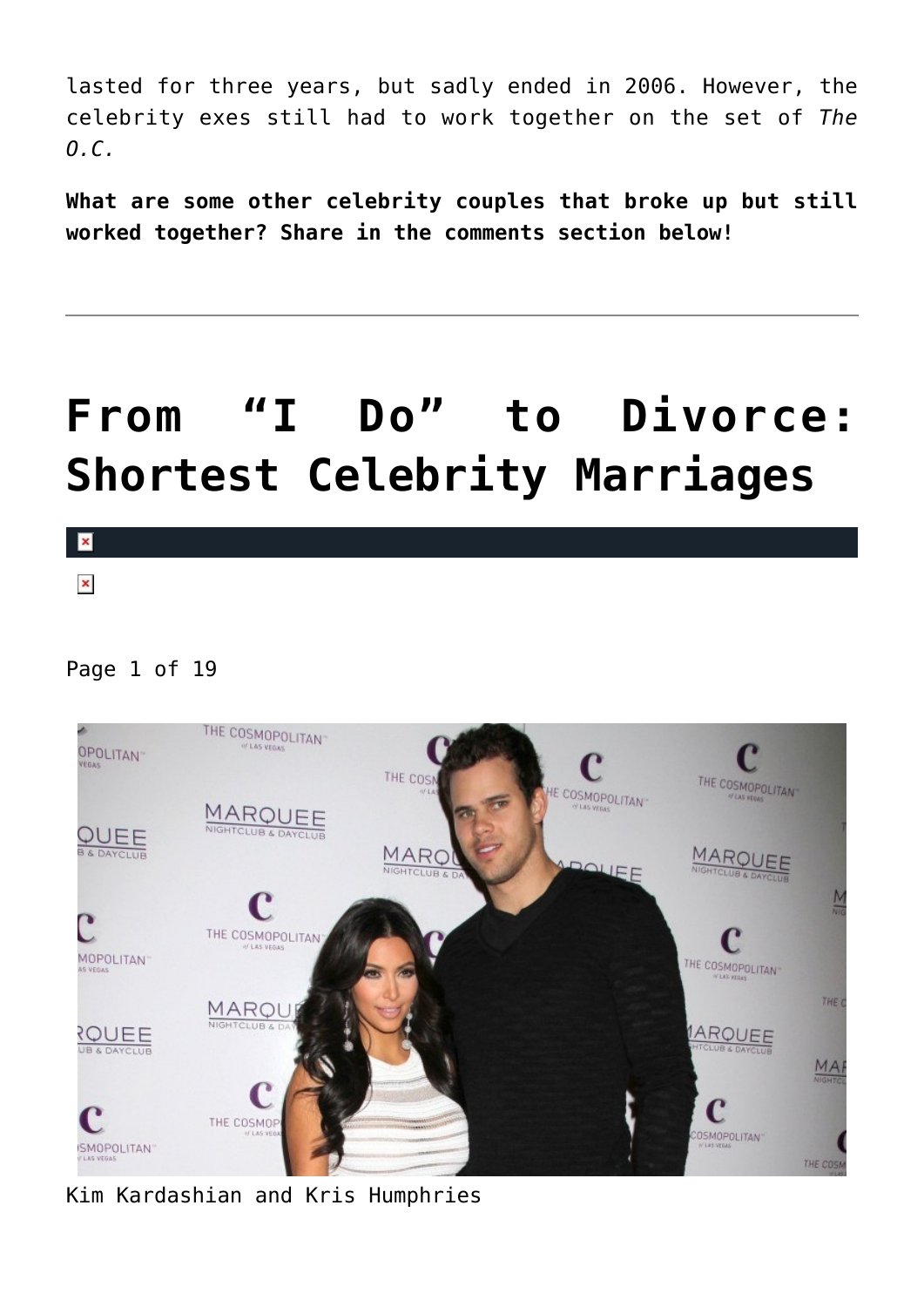lasted for three years, but sadly ended in 2006. However, the celebrity exes still had to work together on the set of *The O.C.*

**What are some other celebrity couples that broke up but still worked together? Share in the comments section below!**

---

# From “I Do” to Divorce: Shortest Celebrity Marriages

Page 1 of 19

Kim Kardashian and Kris Humphries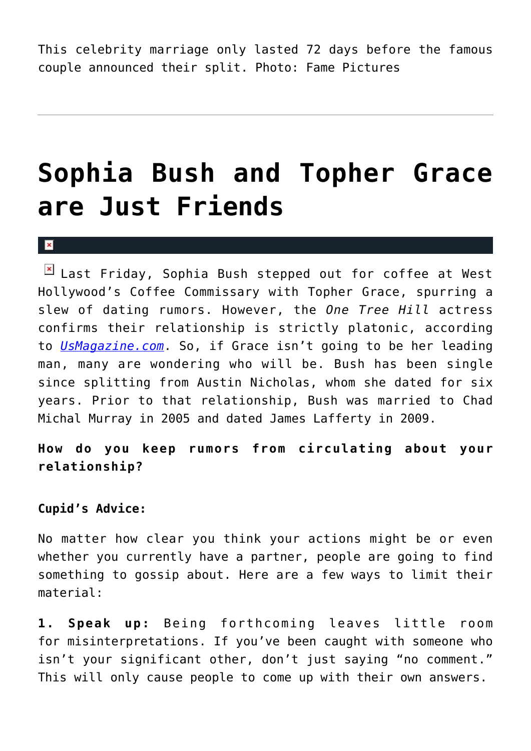This celebrity marriage only lasted 72 days before the famous couple announced their split. Photo: Fame Pictures

---

# Sophia Bush and Topher Grace are Just Friends

Last Friday, Sophia Bush stepped out for coffee at West Hollywood's Coffee Commissary with Topher Grace, spurring a slew of dating rumors. However, the *One Tree Hill* actress confirms their relationship is strictly platonic, according to *UsMagazine.com*. So, if Grace isn't going to be her leading man, many are wondering who will be. Bush has been single since splitting from Austin Nicholas, whom she dated for six years. Prior to that relationship, Bush was married to Chad Michal Murray in 2005 and dated James Lafferty in 2009.

**How do you keep rumors from circulating about your relationship?**

**Cupid's Advice:**

No matter how clear you think your actions might be or even whether you currently have a partner, people are going to find something to gossip about. Here are a few ways to limit their material:

**1. Speak up:** Being forthcoming leaves little room for misinterpretations. If you've been caught with someone who isn't your significant other, don't just saying "no comment." This will only cause people to come up with their own answers.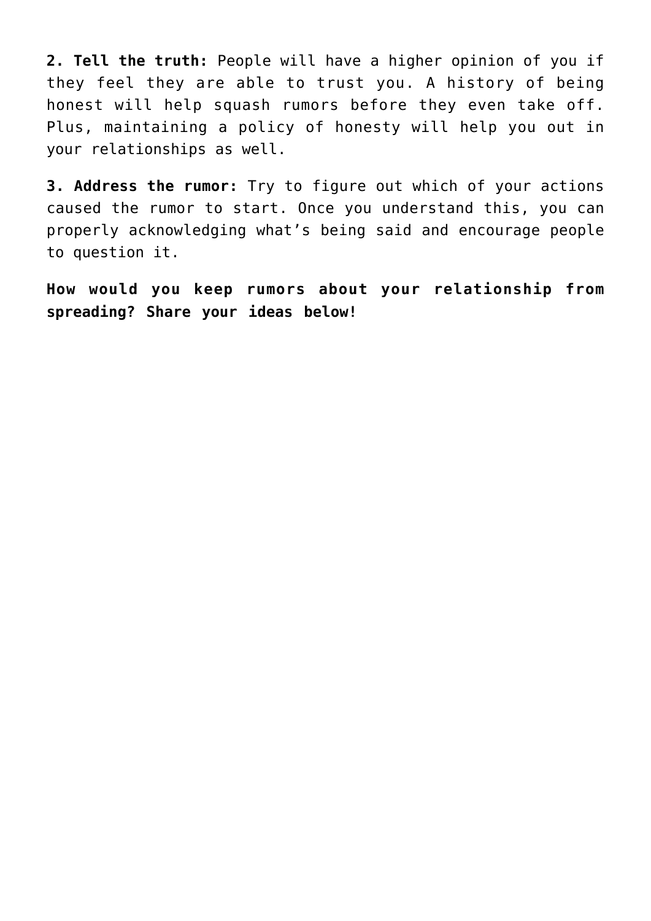**2. Tell the truth:** People will have a higher opinion of you if they feel they are able to trust you. A history of being honest will help squash rumors before they even take off. Plus, maintaining a policy of honesty will help you out in your relationships as well.

**3. Address the rumor:** Try to figure out which of your actions caused the rumor to start. Once you understand this, you can properly acknowledging what's being said and encourage people to question it.

**How would you keep rumors about your relationship from spreading? Share your ideas below!**